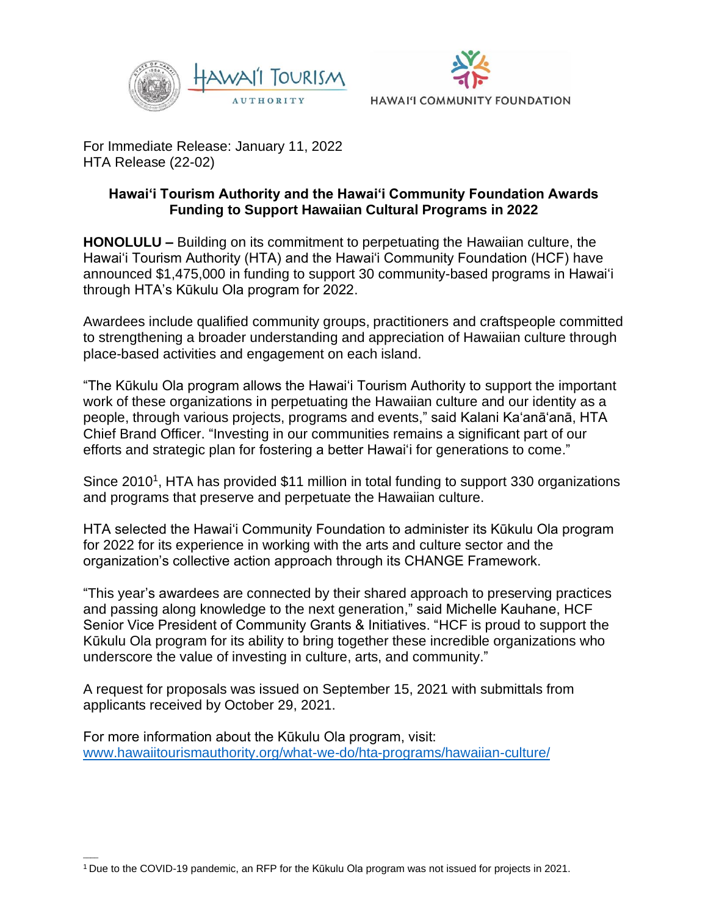For Immediate Release: January 11, 2022
HTA Release (22-02)

**Hawai'i Tourism Authority and the Hawai'i Community Foundation Awards Funding to Support Hawaiian Cultural Programs in 2022**

**HONOLULU –** Building on its commitment to perpetuating the Hawaiian culture, the Hawai'i Tourism Authority (HTA) and the Hawai'i Community Foundation (HCF) have announced $1,475,000 in funding to support 30 community-based programs in Hawai'i through HTA's Kūkulu Ola program for 2022.

Awardees include qualified community groups, practitioners and craftspeople committed to strengthening a broader understanding and appreciation of Hawaiian culture through place-based activities and engagement on each island.

"The Kūkulu Ola program allows the Hawai'i Tourism Authority to support the important work of these organizations in perpetuating the Hawaiian culture and our identity as a people, through various projects, programs and events," said Kalani Ka'anā'anā, HTA Chief Brand Officer. "Investing in our communities remains a significant part of our efforts and strategic plan for fostering a better Hawai'i for generations to come."

Since 2010[1], HTA has provided $11 million in total funding to support 330 organizations and programs that preserve and perpetuate the Hawaiian culture.

HTA selected the Hawai'i Community Foundation to administer its Kūkulu Ola program for 2022 for its experience in working with the arts and culture sector and the organization's collective action approach through its CHANGE Framework.

"This year's awardees are connected by their shared approach to preserving practices and passing along knowledge to the next generation," said Michelle Kauhane, HCF Senior Vice President of Community Grants & Initiatives. "HCF is proud to support the Kūkulu Ola program for its ability to bring together these incredible organizations who underscore the value of investing in culture, arts, and community."

A request for proposals was issued on September 15, 2021 with submittals from applicants received by October 29, 2021.

For more information about the Kūkulu Ola program, visit:
www.hawaiitourismauthority.org/what-we-do/hta-programs/hawaiian-culture/

[1] Due to the COVID-19 pandemic, an RFP for the Kūkulu Ola program was not issued for projects in 2021.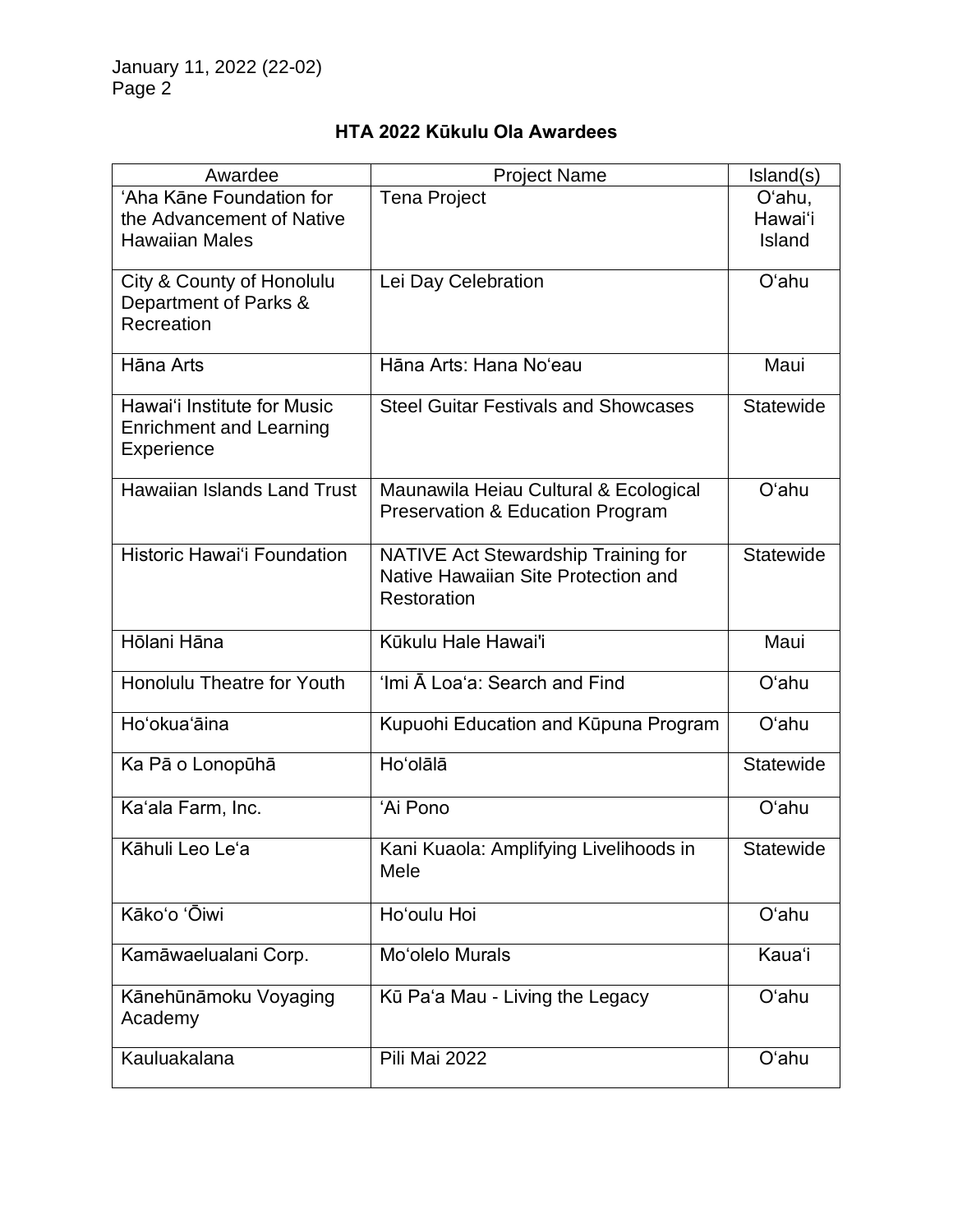## HTA 2022 Kūkulu Ola Awardees

| Awardee | Project Name | Island(s) |
|---|---|---|
| ʻAha Kāne Foundation for the Advancement of Native Hawaiian Males | Tena Project | Oʻahu, Hawaiʻi Island |
| City & County of Honolulu Department of Parks & Recreation | Lei Day Celebration | Oʻahu |
| Hāna Arts | Hāna Arts: Hana Noʻeau | Maui |
| Hawaiʻi Institute for Music Enrichment and Learning Experience | Steel Guitar Festivals and Showcases | Statewide |
| Hawaiian Islands Land Trust | Maunawila Heiau Cultural & Ecological Preservation & Education Program | Oʻahu |
| Historic Hawaiʻi Foundation | NATIVE Act Stewardship Training for Native Hawaiian Site Protection and Restoration | Statewide |
| Hōlani Hāna | Kūkulu Hale Hawai'i | Maui |
| Honolulu Theatre for Youth | ʻImi Ā Loaʻa: Search and Find | Oʻahu |
| Hoʻokuaʻāina | Kupuohi Education and Kūpuna Program | Oʻahu |
| Ka Pā o Lonopūhā | Hoʻolālā | Statewide |
| Kaʻala Farm, Inc. | ʻAi Pono | Oʻahu |
| Kāhuli Leo Leʻa | Kani Kuaola: Amplifying Livelihoods in Mele | Statewide |
| Kākoʻo ʻŌiwi | Hoʻoulu Hoi | Oʻahu |
| Kamāwaelualani Corp. | Moʻolelo Murals | Kauaʻi |
| Kānehūnāmoku Voyaging Academy | Kū Paʻa Mau - Living the Legacy | Oʻahu |
| Kauluakalana | Pili Mai 2022 | Oʻahu |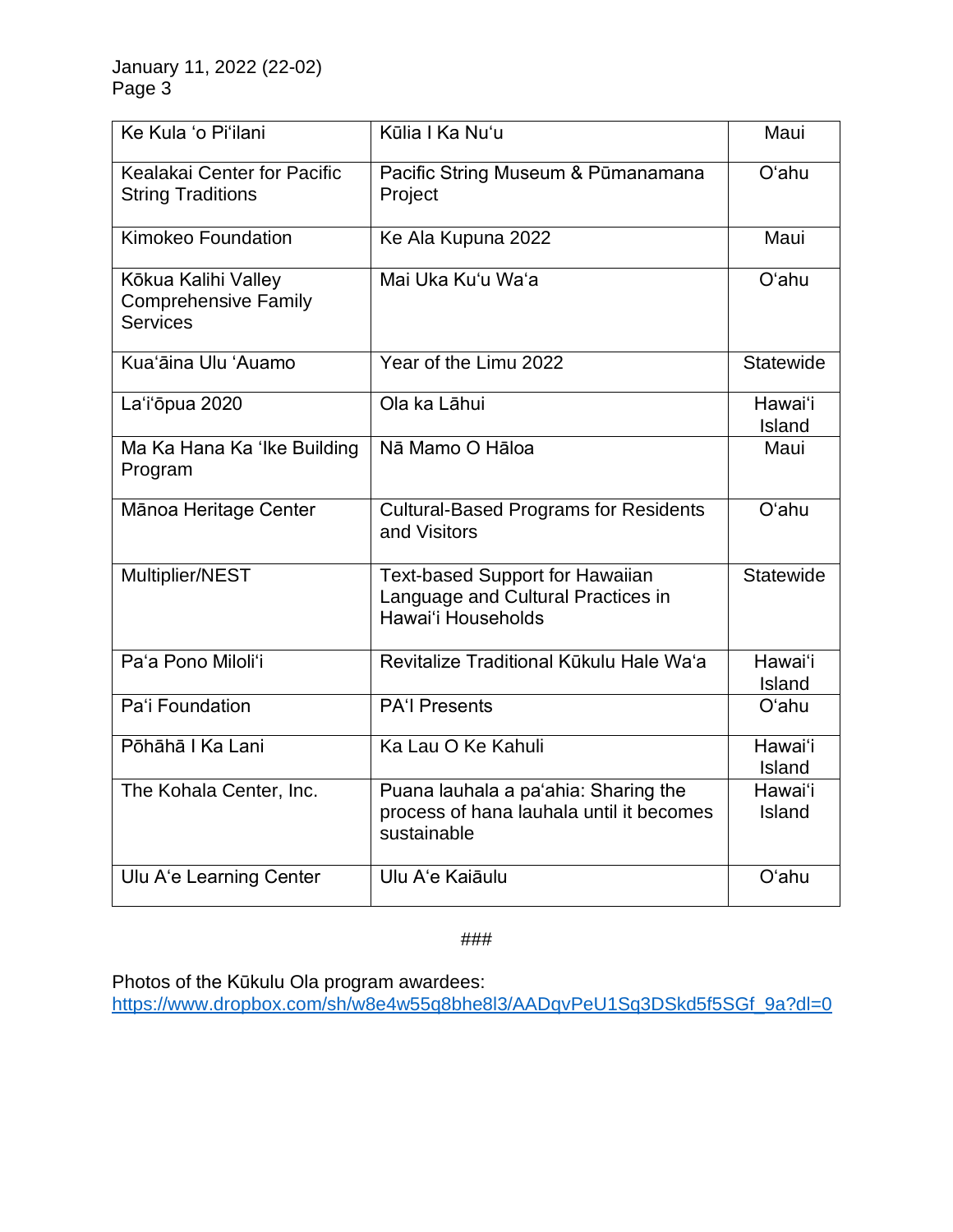| Ke Kula ʻo Piʻilani | Kūlia I Ka Nuʻu | Maui |
|---|---|---|
| Kealakai Center for Pacific String Traditions | Pacific String Museum & Pūmanamana Project | Oʻahu |
| Kimokeo Foundation | Ke Ala Kupuna 2022 | Maui |
| Kōkua Kalihi Valley Comprehensive Family Services | Mai Uka Kuʻu Waʻa | Oʻahu |
| Kuaʻāina Ulu ʻAuamo | Year of the Limu 2022 | Statewide |
| Laʻiʻōpua 2020 | Ola ka Lāhui | Hawaiʻi Island |
| Ma Ka Hana Ka ʻIke Building Program | Nā Mamo O Hāloa | Maui |
| Mānoa Heritage Center | Cultural-Based Programs for Residents and Visitors | Oʻahu |
| Multiplier/NEST | Text-based Support for Hawaiian Language and Cultural Practices in Hawaiʻi Households | Statewide |
| Paʻa Pono Miloliʻi | Revitalize Traditional Kūkulu Hale Waʻa | Hawaiʻi Island |
| Paʻi Foundation | PAʻI Presents | Oʻahu |
| Pōhāhā I Ka Lani | Ka Lau O Ke Kahuli | Hawaiʻi Island |
| The Kohala Center, Inc. | Puana lauhala a paʻahia: Sharing the process of hana lauhala until it becomes sustainable | Hawaiʻi Island |
| Ulu Aʻe Learning Center | Ulu Aʻe Kaiāulu | Oʻahu |

###

Photos of the Kūkulu Ola program awardees:
https://www.dropbox.com/sh/w8e4w55q8bhe8l3/AADqvPeU1Sq3DSkd5f5SGf_9a?dl=0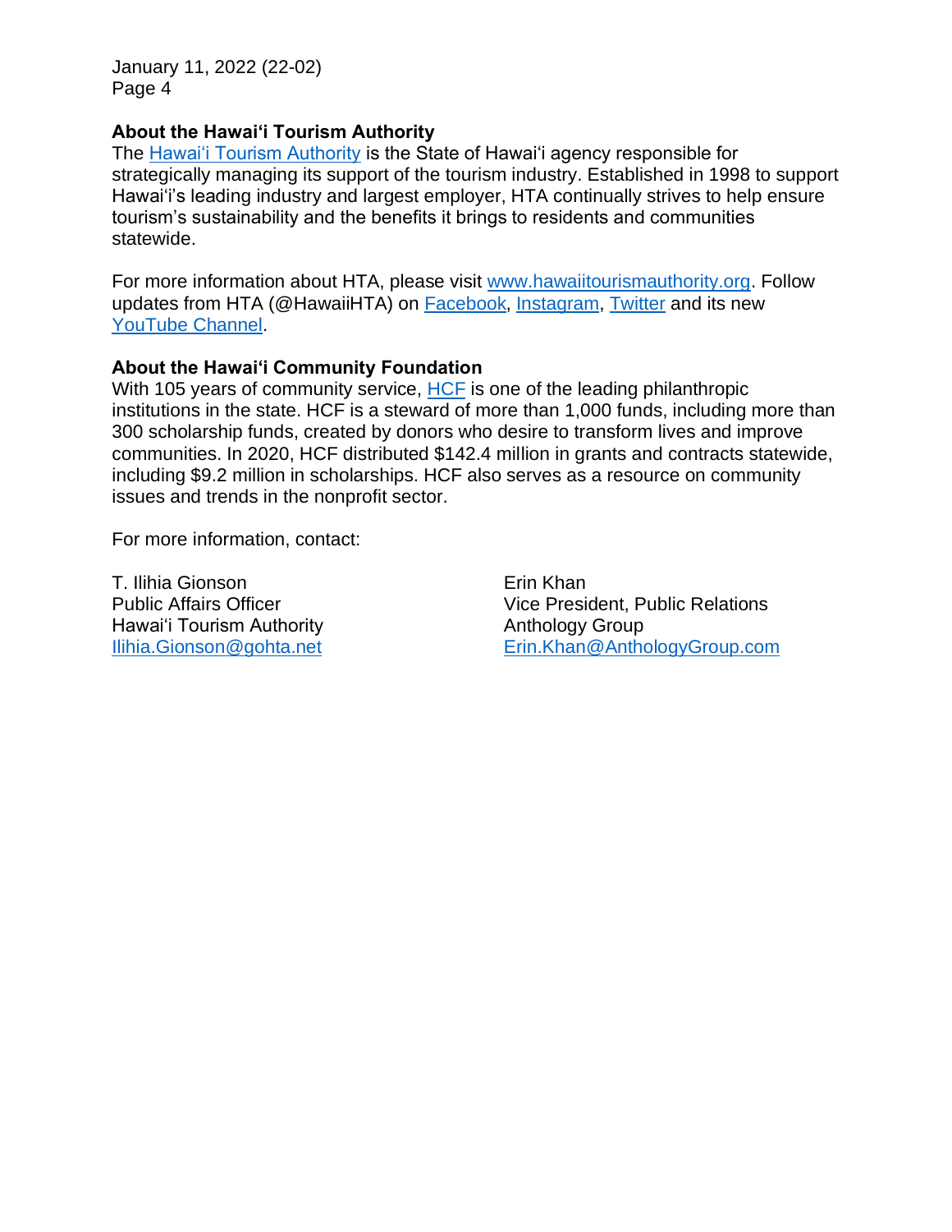### About the Hawaiʻi Tourism Authority

The Hawaiʻi Tourism Authority is the State of Hawaiʻi agency responsible for strategically managing its support of the tourism industry. Established in 1998 to support Hawaiʻi's leading industry and largest employer, HTA continually strives to help ensure tourism's sustainability and the benefits it brings to residents and communities statewide.

For more information about HTA, please visit www.hawaiitourismauthority.org. Follow updates from HTA (@HawaiiHTA) on Facebook, Instagram, Twitter and its new YouTube Channel.

### About the Hawaiʻi Community Foundation

With 105 years of community service, HCF is one of the leading philanthropic institutions in the state. HCF is a steward of more than 1,000 funds, including more than 300 scholarship funds, created by donors who desire to transform lives and improve communities. In 2020, HCF distributed $142.4 million in grants and contracts statewide, including $9.2 million in scholarships. HCF also serves as a resource on community issues and trends in the nonprofit sector.

For more information, contact:

T. Ilihia Gionson
Public Affairs Officer
Hawaiʻi Tourism Authority
Ilihia.Gionson@gohta.net

Erin Khan
Vice President, Public Relations
Anthology Group
Erin.Khan@AnthologyGroup.com